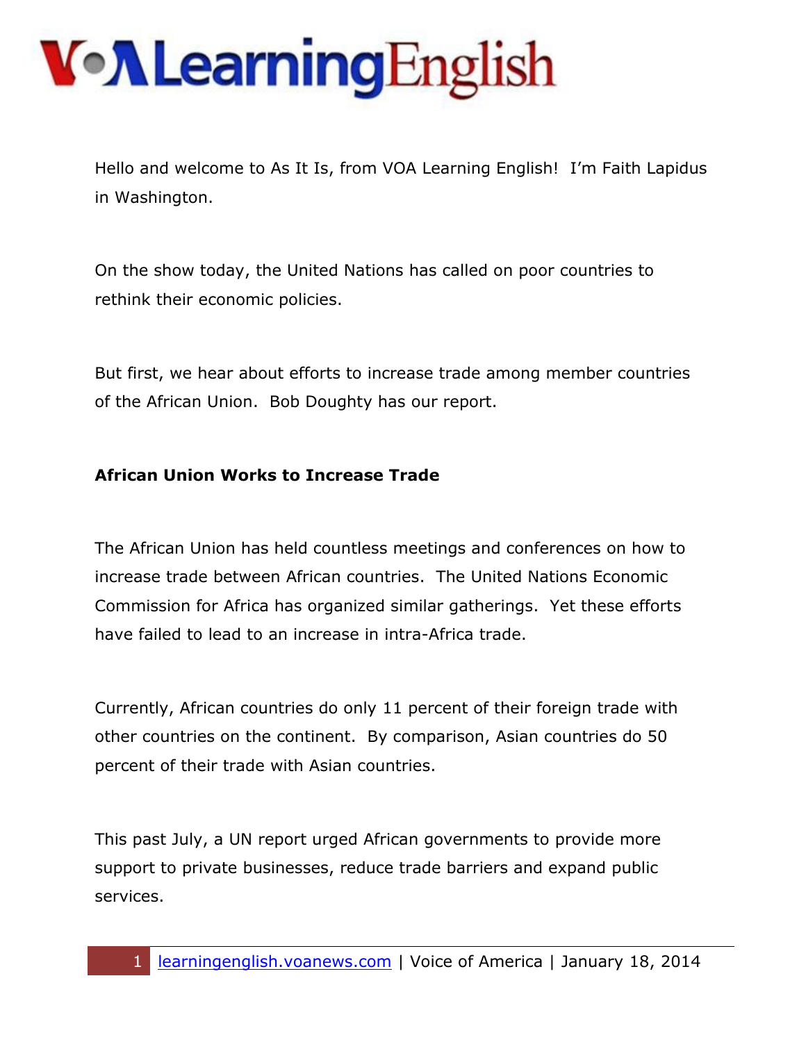Hello and welcome to As It Is, from VOA Learning English! I'm Faith Lapidus in Washington.

On the show today, the United Nations has called on poor countries to rethink their economic policies.

But first, we hear about efforts to increase trade among member countries of the African Union. Bob Doughty has our report.

**African Union Works to Increase Trade**

The African Union has held countless meetings and conferences on how to increase trade between African countries. The United Nations Economic Commission for Africa has organized similar gatherings. Yet these efforts have failed to lead to an increase in intra-Africa trade.

Currently, African countries do only 11 percent of their foreign trade with other countries on the continent. By comparison, Asian countries do 50 percent of their trade with Asian countries.

This past July, a UN report urged African governments to provide more support to private businesses, reduce trade barriers and expand public services.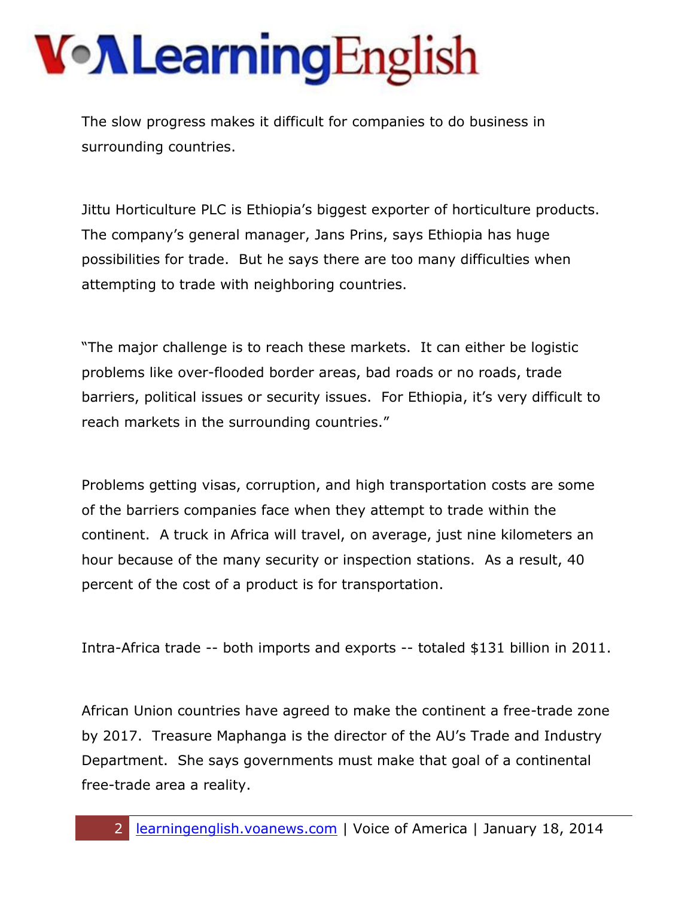The slow progress makes it difficult for companies to do business in surrounding countries.

Jittu Horticulture PLC is Ethiopia's biggest exporter of horticulture products. The company's general manager, Jans Prins, says Ethiopia has huge possibilities for trade. But he says there are too many difficulties when attempting to trade with neighboring countries.

"The major challenge is to reach these markets. It can either be logistic problems like over-flooded border areas, bad roads or no roads, trade barriers, political issues or security issues. For Ethiopia, it's very difficult to reach markets in the surrounding countries."

Problems getting visas, corruption, and high transportation costs are some of the barriers companies face when they attempt to trade within the continent. A truck in Africa will travel, on average, just nine kilometers an hour because of the many security or inspection stations. As a result, 40 percent of the cost of a product is for transportation.

Intra-Africa trade -- both imports and exports -- totaled $131 billion in 2011.

African Union countries have agreed to make the continent a free-trade zone by 2017. Treasure Maphanga is the director of the AU's Trade and Industry Department. She says governments must make that goal of a continental free-trade area a reality.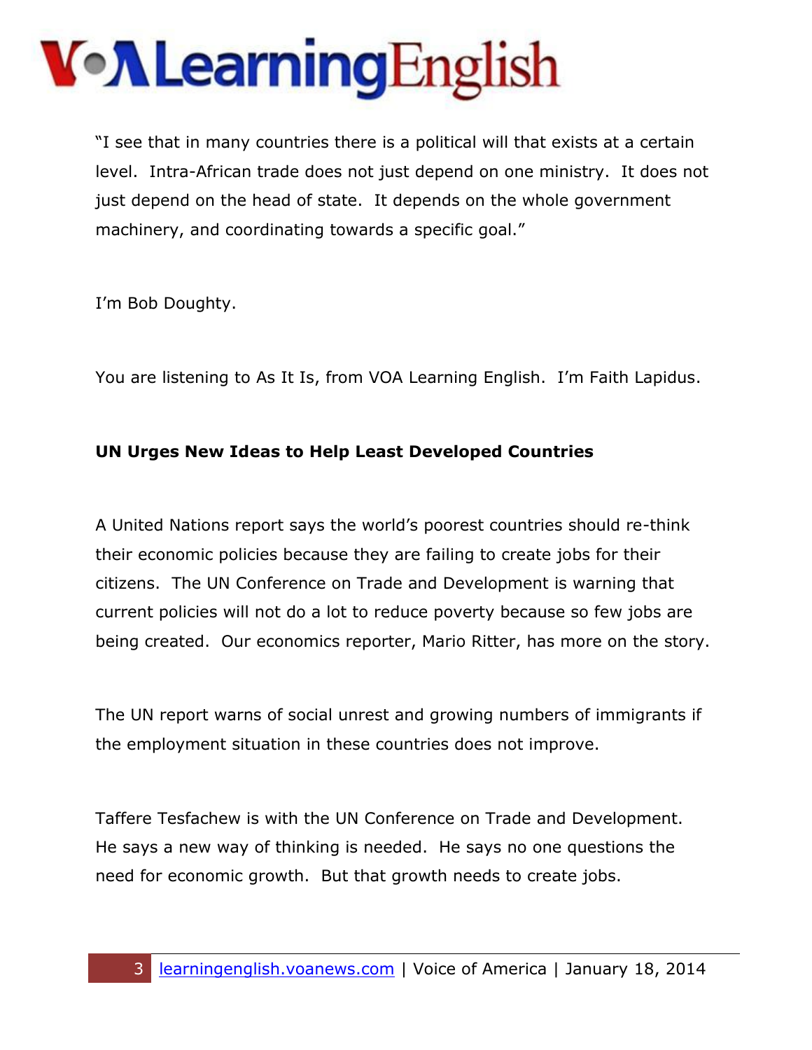"I see that in many countries there is a political will that exists at a certain level.  Intra-African trade does not just depend on one ministry.  It does not just depend on the head of state.  It depends on the whole government machinery, and coordinating towards a specific goal."

I'm Bob Doughty.

You are listening to As It Is, from VOA Learning English.  I'm Faith Lapidus.

**UN Urges New Ideas to Help Least Developed Countries**

A United Nations report says the world's poorest countries should re-think their economic policies because they are failing to create jobs for their citizens.  The UN Conference on Trade and Development is warning that current policies will not do a lot to reduce poverty because so few jobs are being created.  Our economics reporter, Mario Ritter, has more on the story.

The UN report warns of social unrest and growing numbers of immigrants if the employment situation in these countries does not improve.

Taffere Tesfachew is with the UN Conference on Trade and Development.  He says a new way of thinking is needed.  He says no one questions the need for economic growth.  But that growth needs to create jobs.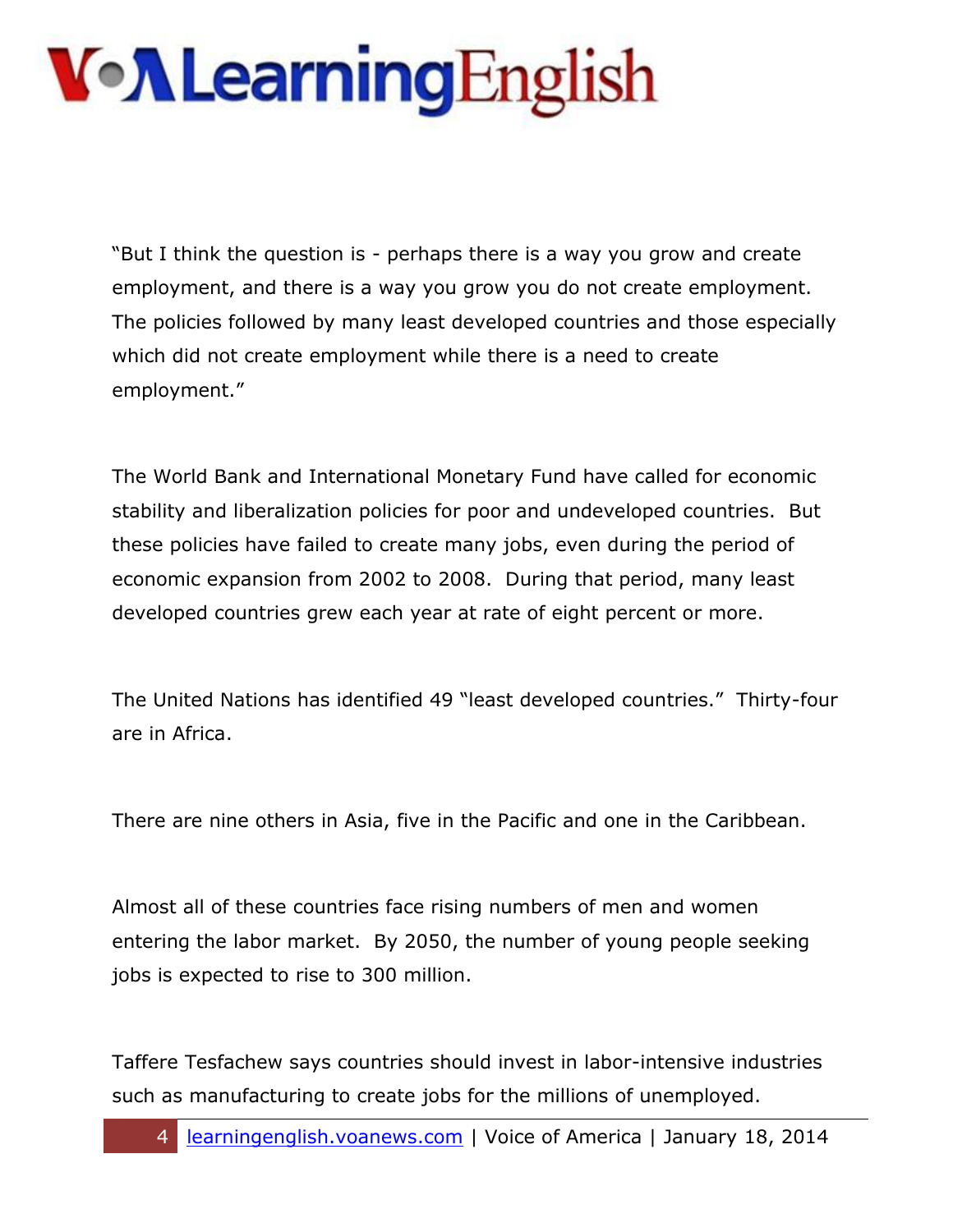"But I think the question is - perhaps there is a way you grow and create employment, and there is a way you grow you do not create employment. The policies followed by many least developed countries and those especially which did not create employment while there is a need to create employment."

The World Bank and International Monetary Fund have called for economic stability and liberalization policies for poor and undeveloped countries. But these policies have failed to create many jobs, even during the period of economic expansion from 2002 to 2008. During that period, many least developed countries grew each year at rate of eight percent or more.

The United Nations has identified 49 "least developed countries." Thirty-four are in Africa.

There are nine others in Asia, five in the Pacific and one in the Caribbean.

Almost all of these countries face rising numbers of men and women entering the labor market. By 2050, the number of young people seeking jobs is expected to rise to 300 million.

Taffere Tesfachew says countries should invest in labor-intensive industries such as manufacturing to create jobs for the millions of unemployed.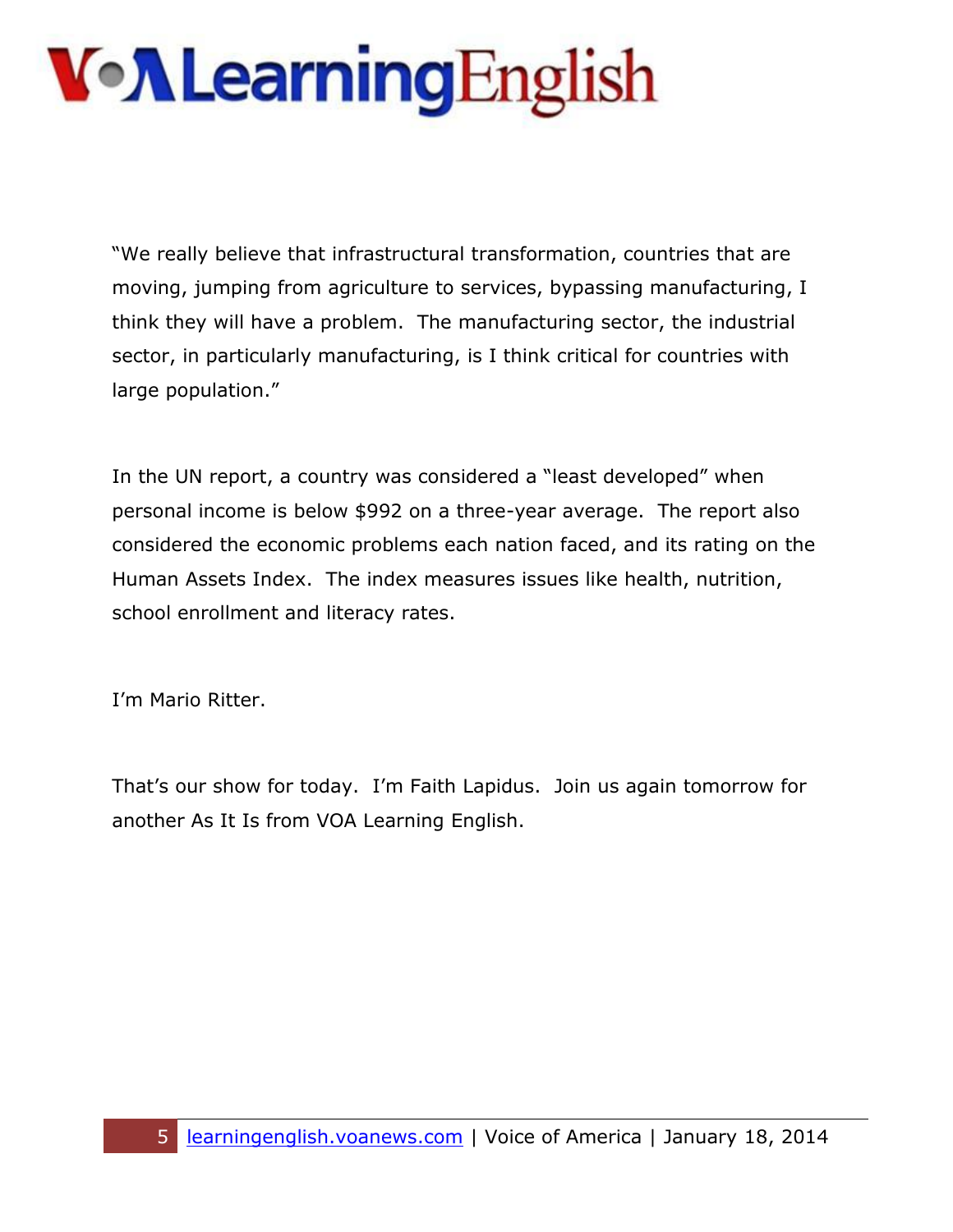"We really believe that infrastructural transformation, countries that are moving, jumping from agriculture to services, bypassing manufacturing, I think they will have a problem.  The manufacturing sector, the industrial sector, in particularly manufacturing, is I think critical for countries with large population."

In the UN report, a country was considered a "least developed" when personal income is below $992 on a three-year average.  The report also considered the economic problems each nation faced, and its rating on the Human Assets Index.  The index measures issues like health, nutrition, school enrollment and literacy rates.

I'm Mario Ritter.

That's our show for today.  I'm Faith Lapidus.  Join us again tomorrow for another As It Is from VOA Learning English.